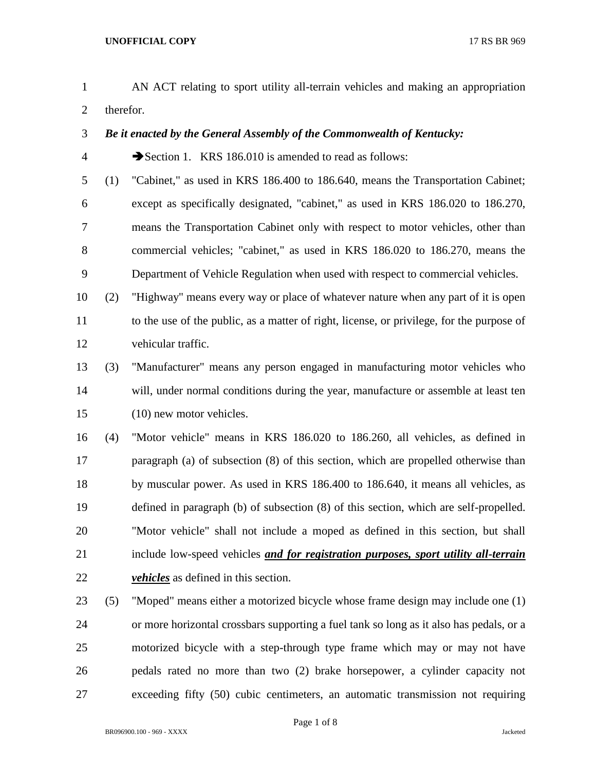AN ACT relating to sport utility all-terrain vehicles and making an appropriation therefor.

***Be it enacted by the General Assembly of the Commonwealth of Kentucky:***

➔Section 1. KRS 186.010 is amended to read as follows:

(1) "Cabinet," as used in KRS 186.400 to 186.640, means the Transportation Cabinet; except as specifically designated, "cabinet," as used in KRS 186.020 to 186.270, means the Transportation Cabinet only with respect to motor vehicles, other than commercial vehicles; "cabinet," as used in KRS 186.020 to 186.270, means the Department of Vehicle Regulation when used with respect to commercial vehicles.

(2) "Highway" means every way or place of whatever nature when any part of it is open to the use of the public, as a matter of right, license, or privilege, for the purpose of vehicular traffic.

(3) "Manufacturer" means any person engaged in manufacturing motor vehicles who will, under normal conditions during the year, manufacture or assemble at least ten (10) new motor vehicles.

(4) "Motor vehicle" means in KRS 186.020 to 186.260, all vehicles, as defined in paragraph (a) of subsection (8) of this section, which are propelled otherwise than by muscular power. As used in KRS 186.400 to 186.640, it means all vehicles, as defined in paragraph (b) of subsection (8) of this section, which are self-propelled. "Motor vehicle" shall not include a moped as defined in this section, but shall include low-speed vehicles ***<u>and for registration purposes, sport utility all-terrain vehicles</u>*** as defined in this section.

(5) "Moped" means either a motorized bicycle whose frame design may include one (1) or more horizontal crossbars supporting a fuel tank so long as it also has pedals, or a motorized bicycle with a step-through type frame which may or may not have pedals rated no more than two (2) brake horsepower, a cylinder capacity not exceeding fifty (50) cubic centimeters, an automatic transmission not requiring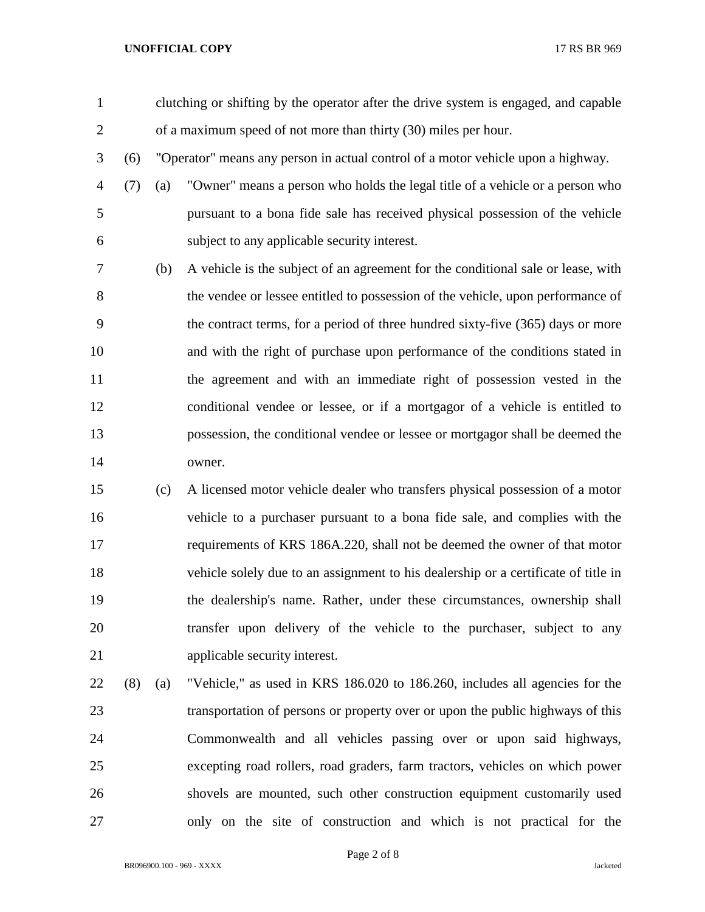clutching or shifting by the operator after the drive system is engaged, and capable of a maximum speed of not more than thirty (30) miles per hour.

(6) "Operator" means any person in actual control of a motor vehicle upon a highway.

(7) (a) "Owner" means a person who holds the legal title of a vehicle or a person who pursuant to a bona fide sale has received physical possession of the vehicle subject to any applicable security interest.

(b) A vehicle is the subject of an agreement for the conditional sale or lease, with the vendee or lessee entitled to possession of the vehicle, upon performance of the contract terms, for a period of three hundred sixty-five (365) days or more and with the right of purchase upon performance of the conditions stated in the agreement and with an immediate right of possession vested in the conditional vendee or lessee, or if a mortgagor of a vehicle is entitled to possession, the conditional vendee or lessee or mortgagor shall be deemed the owner.

(c) A licensed motor vehicle dealer who transfers physical possession of a motor vehicle to a purchaser pursuant to a bona fide sale, and complies with the requirements of KRS 186A.220, shall not be deemed the owner of that motor vehicle solely due to an assignment to his dealership or a certificate of title in the dealership's name. Rather, under these circumstances, ownership shall transfer upon delivery of the vehicle to the purchaser, subject to any applicable security interest.

(8) (a) "Vehicle," as used in KRS 186.020 to 186.260, includes all agencies for the transportation of persons or property over or upon the public highways of this Commonwealth and all vehicles passing over or upon said highways, excepting road rollers, road graders, farm tractors, vehicles on which power shovels are mounted, such other construction equipment customarily used only on the site of construction and which is not practical for the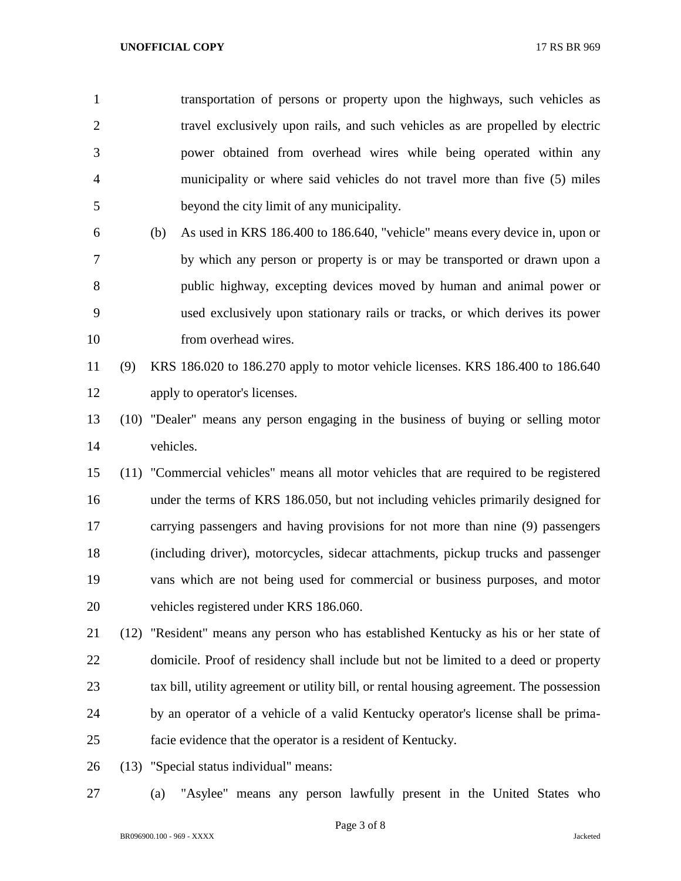transportation of persons or property upon the highways, such vehicles as travel exclusively upon rails, and such vehicles as are propelled by electric power obtained from overhead wires while being operated within any municipality or where said vehicles do not travel more than five (5) miles beyond the city limit of any municipality.

(b) As used in KRS 186.400 to 186.640, "vehicle" means every device in, upon or by which any person or property is or may be transported or drawn upon a public highway, excepting devices moved by human and animal power or used exclusively upon stationary rails or tracks, or which derives its power from overhead wires.

(9) KRS 186.020 to 186.270 apply to motor vehicle licenses. KRS 186.400 to 186.640 apply to operator's licenses.

(10) "Dealer" means any person engaging in the business of buying or selling motor vehicles.

(11) "Commercial vehicles" means all motor vehicles that are required to be registered under the terms of KRS 186.050, but not including vehicles primarily designed for carrying passengers and having provisions for not more than nine (9) passengers (including driver), motorcycles, sidecar attachments, pickup trucks and passenger vans which are not being used for commercial or business purposes, and motor vehicles registered under KRS 186.060.

(12) "Resident" means any person who has established Kentucky as his or her state of domicile. Proof of residency shall include but not be limited to a deed or property tax bill, utility agreement or utility bill, or rental housing agreement. The possession by an operator of a vehicle of a valid Kentucky operator's license shall be prima-facie evidence that the operator is a resident of Kentucky.

(13) "Special status individual" means:

(a) "Asylee" means any person lawfully present in the United States who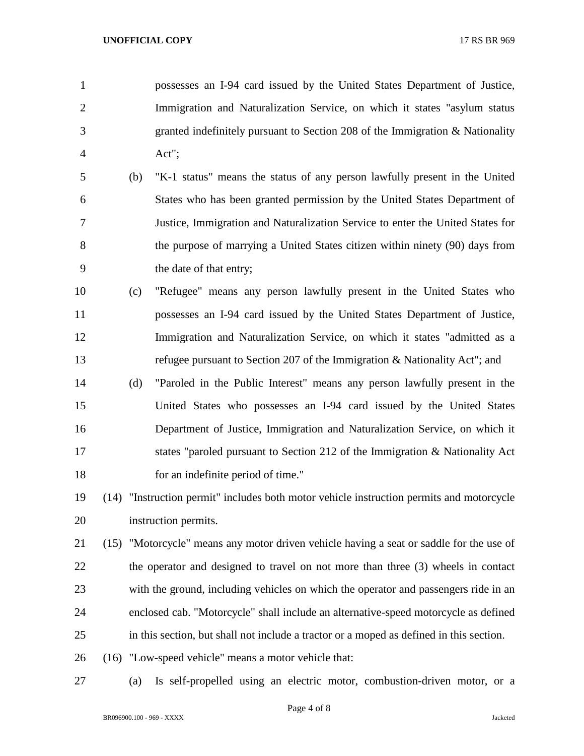possesses an I-94 card issued by the United States Department of Justice, Immigration and Naturalization Service, on which it states "asylum status granted indefinitely pursuant to Section 208 of the Immigration & Nationality Act";

(b) "K-1 status" means the status of any person lawfully present in the United States who has been granted permission by the United States Department of Justice, Immigration and Naturalization Service to enter the United States for the purpose of marrying a United States citizen within ninety (90) days from the date of that entry;

(c) "Refugee" means any person lawfully present in the United States who possesses an I-94 card issued by the United States Department of Justice, Immigration and Naturalization Service, on which it states "admitted as a refugee pursuant to Section 207 of the Immigration & Nationality Act"; and

(d) "Paroled in the Public Interest" means any person lawfully present in the United States who possesses an I-94 card issued by the United States Department of Justice, Immigration and Naturalization Service, on which it states "paroled pursuant to Section 212 of the Immigration & Nationality Act for an indefinite period of time."

(14) "Instruction permit" includes both motor vehicle instruction permits and motorcycle instruction permits.

(15) "Motorcycle" means any motor driven vehicle having a seat or saddle for the use of the operator and designed to travel on not more than three (3) wheels in contact with the ground, including vehicles on which the operator and passengers ride in an enclosed cab. "Motorcycle" shall include an alternative-speed motorcycle as defined in this section, but shall not include a tractor or a moped as defined in this section.

(16) "Low-speed vehicle" means a motor vehicle that:

(a) Is self-propelled using an electric motor, combustion-driven motor, or a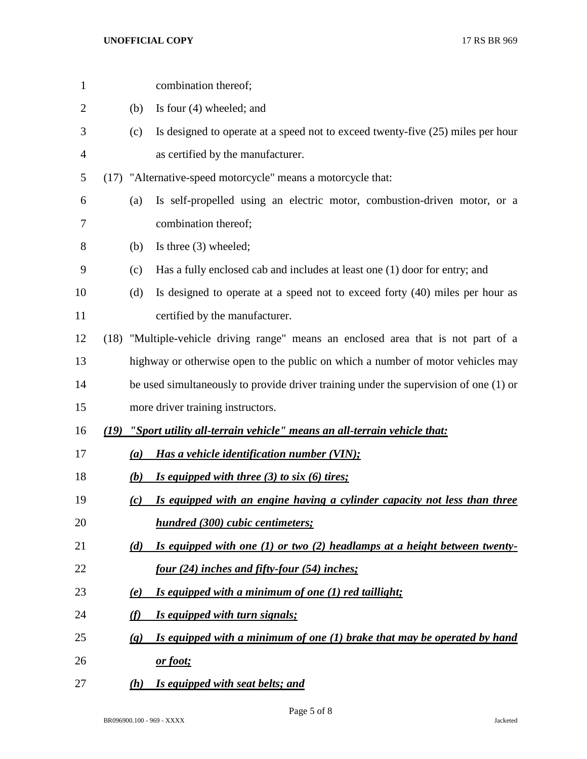combination thereof;

(b) Is four (4) wheeled; and

(c) Is designed to operate at a speed not to exceed twenty-five (25) miles per hour as certified by the manufacturer.

(17) "Alternative-speed motorcycle" means a motorcycle that:

(a) Is self-propelled using an electric motor, combustion-driven motor, or a combination thereof;

(b) Is three (3) wheeled;

(c) Has a fully enclosed cab and includes at least one (1) door for entry; and

(d) Is designed to operate at a speed not to exceed forty (40) miles per hour as certified by the manufacturer.

(18) "Multiple-vehicle driving range" means an enclosed area that is not part of a highway or otherwise open to the public on which a number of motor vehicles may be used simultaneously to provide driver training under the supervision of one (1) or more driver training instructors.

***(19) "Sport utility all-terrain vehicle" means an all-terrain vehicle that:***

***(a) Has a vehicle identification number (VIN);***

***(b) Is equipped with three (3) to six (6) tires;***

***(c) Is equipped with an engine having a cylinder capacity not less than three hundred (300) cubic centimeters;***

***(d) Is equipped with one (1) or two (2) headlamps at a height between twenty-four (24) inches and fifty-four (54) inches;***

***(e) Is equipped with a minimum of one (1) red taillight;***

***(f) Is equipped with turn signals;***

***(g) Is equipped with a minimum of one (1) brake that may be operated by hand or foot;***

***(h) Is equipped with seat belts; and***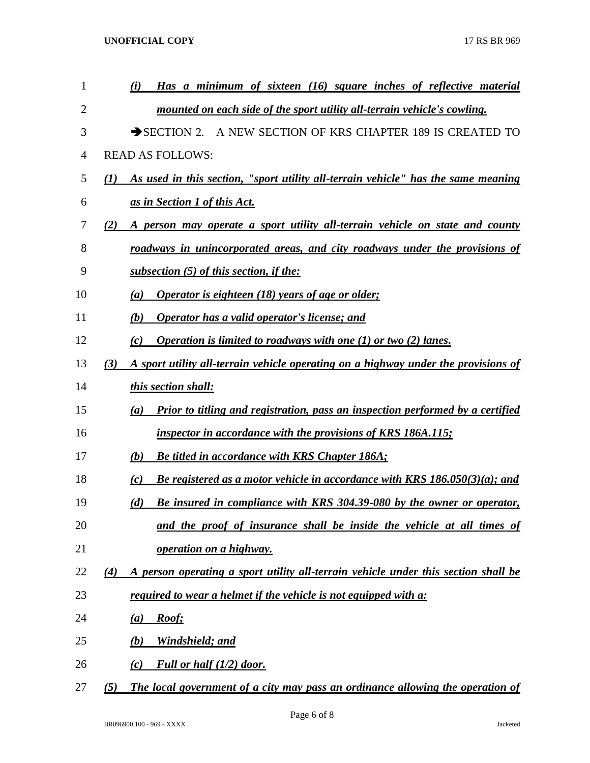*(i) Has a minimum of sixteen (16) square inches of reflective material mounted on each side of the sport utility all-terrain vehicle's cowling.*

➔SECTION 2. A NEW SECTION OF KRS CHAPTER 189 IS CREATED TO READ AS FOLLOWS:

*(1) As used in this section, "sport utility all-terrain vehicle" has the same meaning as in Section 1 of this Act.*

*(2) A person may operate a sport utility all-terrain vehicle on state and county roadways in unincorporated areas, and city roadways under the provisions of subsection (5) of this section, if the:*

*(a) Operator is eighteen (18) years of age or older;*

*(b) Operator has a valid operator's license; and*

*(c) Operation is limited to roadways with one (1) or two (2) lanes.*

*(3) A sport utility all-terrain vehicle operating on a highway under the provisions of this section shall:*

*(a) Prior to titling and registration, pass an inspection performed by a certified inspector in accordance with the provisions of KRS 186A.115;*

*(b) Be titled in accordance with KRS Chapter 186A;*

*(c) Be registered as a motor vehicle in accordance with KRS 186.050(3)(a); and*

*(d) Be insured in compliance with KRS 304.39-080 by the owner or operator, and the proof of insurance shall be inside the vehicle at all times of operation on a highway.*

*(4) A person operating a sport utility all-terrain vehicle under this section shall be required to wear a helmet if the vehicle is not equipped with a:*

*(a) Roof;*

*(b) Windshield; and*

*(c) Full or half (1/2) door.*

*(5) The local government of a city may pass an ordinance allowing the operation of*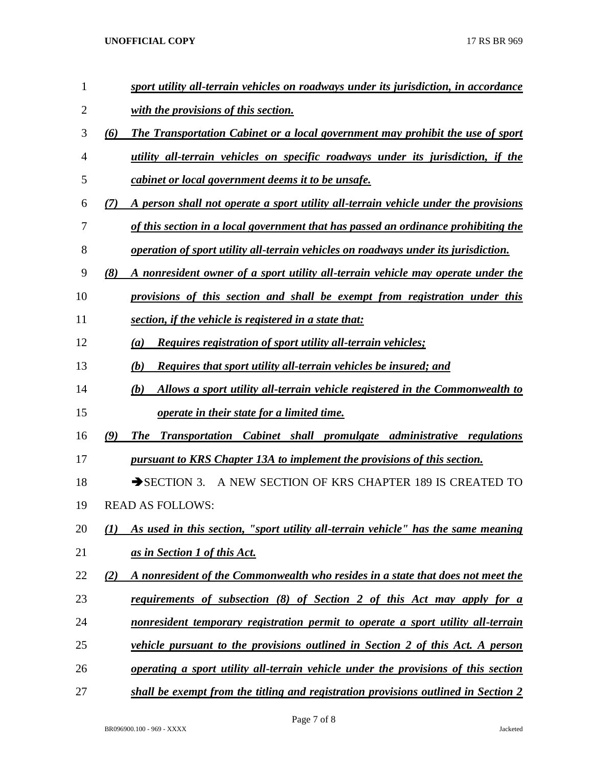*sport utility all-terrain vehicles on roadways under its jurisdiction, in accordance with the provisions of this section.*

*(6) The Transportation Cabinet or a local government may prohibit the use of sport utility all-terrain vehicles on specific roadways under its jurisdiction, if the cabinet or local government deems it to be unsafe.*

*(7) A person shall not operate a sport utility all-terrain vehicle under the provisions of this section in a local government that has passed an ordinance prohibiting the operation of sport utility all-terrain vehicles on roadways under its jurisdiction.*

*(8) A nonresident owner of a sport utility all-terrain vehicle may operate under the provisions of this section and shall be exempt from registration under this section, if the vehicle is registered in a state that:*

*(a) Requires registration of sport utility all-terrain vehicles;*

*(b) Requires that sport utility all-terrain vehicles be insured; and*

*(b) Allows a sport utility all-terrain vehicle registered in the Commonwealth to operate in their state for a limited time.*

*(9) The Transportation Cabinet shall promulgate administrative regulations pursuant to KRS Chapter 13A to implement the provisions of this section.*

➔SECTION 3. A NEW SECTION OF KRS CHAPTER 189 IS CREATED TO READ AS FOLLOWS:

*(1) As used in this section, "sport utility all-terrain vehicle" has the same meaning as in Section 1 of this Act.*

*(2) A nonresident of the Commonwealth who resides in a state that does not meet the requirements of subsection (8) of Section 2 of this Act may apply for a nonresident temporary registration permit to operate a sport utility all-terrain vehicle pursuant to the provisions outlined in Section 2 of this Act. A person operating a sport utility all-terrain vehicle under the provisions of this section shall be exempt from the titling and registration provisions outlined in Section 2*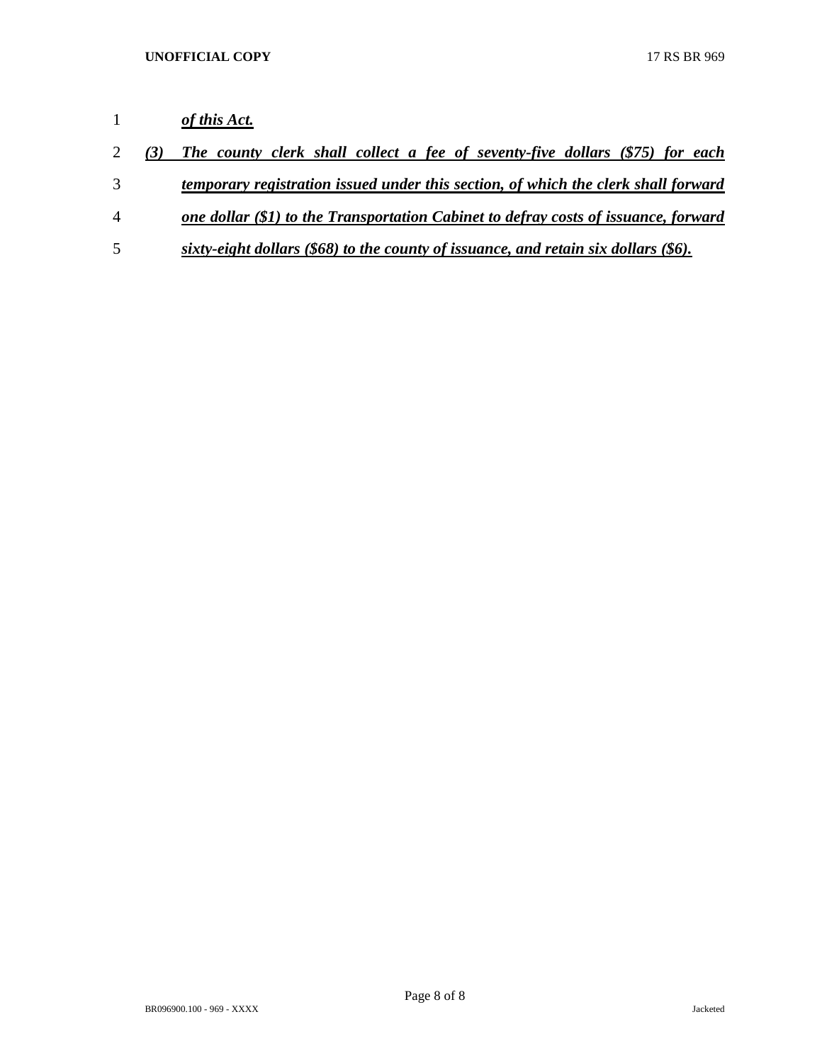***of this Act.***

***(3) The county clerk shall collect a fee of seventy-five dollars ($75) for each temporary registration issued under this section, of which the clerk shall forward one dollar ($1) to the Transportation Cabinet to defray costs of issuance, forward sixty-eight dollars ($68) to the county of issuance, and retain six dollars ($6).***